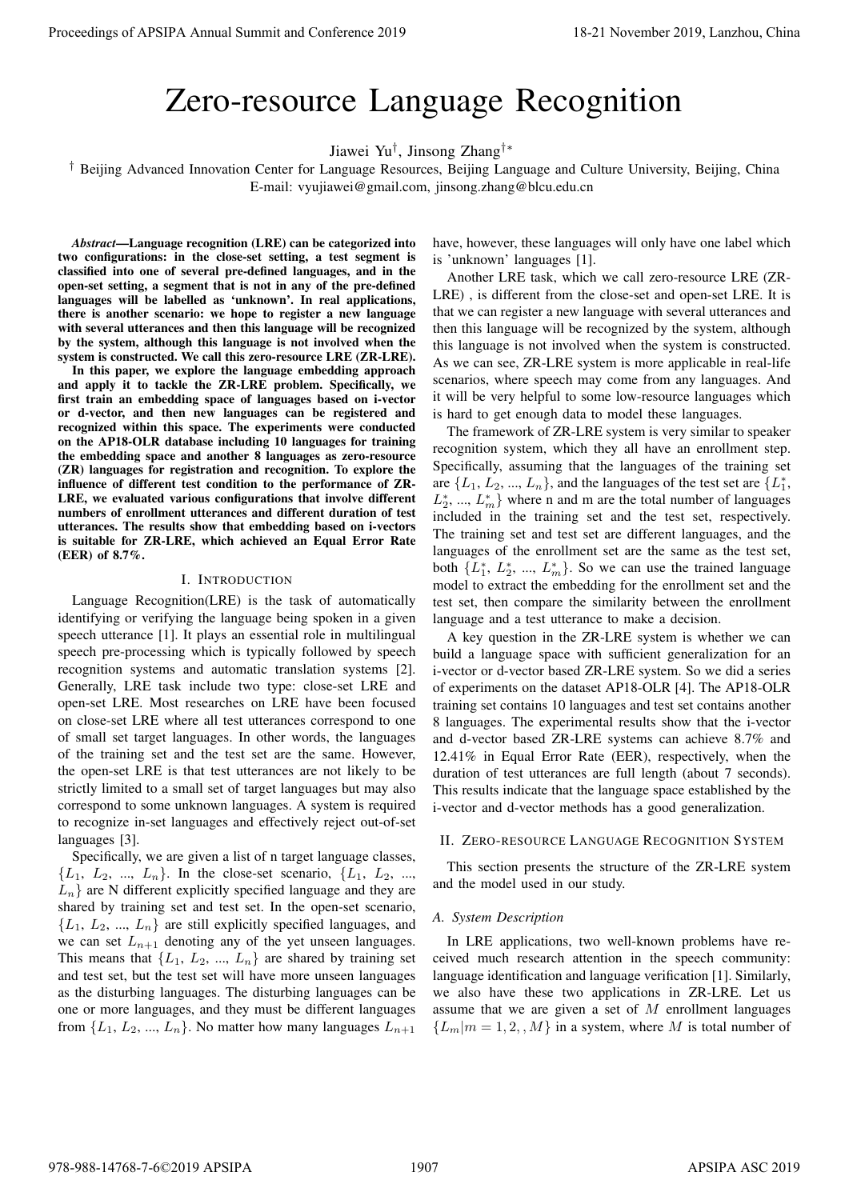# Zero-resource Language Recognition

Jiawei Yu[†], Jinsong Zhang[†*]

[†] Beijing Advanced Innovation Center for Language Resources, Beijing Language and Culture University, Beijing, China
E-mail: vyujiawei@gmail.com, jinsong.zhang@blcu.edu.cn

***Abstract*—Language recognition (LRE) can be categorized into two configurations: in the close-set setting, a test segment is classified into one of several pre-defined languages, and in the open-set setting, a segment that is not in any of the pre-defined languages will be labelled as 'unknown'. In real applications, there is another scenario: we hope to register a new language with several utterances and then this language will be recognized by the system, although this language is not involved when the system is constructed. We call this zero-resource LRE (ZR-LRE).**

**In this paper, we explore the language embedding approach and apply it to tackle the ZR-LRE problem. Specifically, we first train an embedding space of languages based on i-vector or d-vector, and then new languages can be registered and recognized within this space. The experiments were conducted on the AP18-OLR database including 10 languages for training the embedding space and another 8 languages as zero-resource (ZR) languages for registration and recognition. To explore the influence of different test condition to the performance of ZR-LRE, we evaluated various configurations that involve different numbers of enrollment utterances and different duration of test utterances. The results show that embedding based on i-vectors is suitable for ZR-LRE, which achieved an Equal Error Rate (EER) of 8.7%.**

## I. Introduction

Language Recognition(LRE) is the task of automatically identifying or verifying the language being spoken in a given speech utterance [1]. It plays an essential role in multilingual speech pre-processing which is typically followed by speech recognition systems and automatic translation systems [2]. Generally, LRE task include two type: close-set LRE and open-set LRE. Most researches on LRE have been focused on close-set LRE where all test utterances correspond to one of small set target languages. In other words, the languages of the training set and the test set are the same. However, the open-set LRE is that test utterances are not likely to be strictly limited to a small set of target languages but may also correspond to some unknown languages. A system is required to recognize in-set languages and effectively reject out-of-set languages [3].

Specifically, we are given a list of n target language classes, $\{L_1, L_2, ..., L_n\}$. In the close-set scenario, $\{L_1, L_2, ..., L_n\}$ are N different explicitly specified language and they are shared by training set and test set. In the open-set scenario, $\{L_1, L_2, ..., L_n\}$ are still explicitly specified languages, and we can set $L_{n+1}$ denoting any of the yet unseen languages. This means that $\{L_1, L_2, ..., L_n\}$ are shared by training set and test set, but the test set will have more unseen languages as the disturbing languages. The disturbing languages can be one or more languages, and they must be different languages from $\{L_1, L_2, ..., L_n\}$. No matter how many languages $L_{n+1}$ have, however, these languages will only have one label which is 'unknown' languages [1].

Another LRE task, which we call zero-resource LRE (ZR-LRE) , is different from the close-set and open-set LRE. It is that we can register a new language with several utterances and then this language will be recognized by the system, although this language is not involved when the system is constructed. As we can see, ZR-LRE system is more applicable in real-life scenarios, where speech may come from any languages. And it will be very helpful to some low-resource languages which is hard to get enough data to model these languages.

The framework of ZR-LRE system is very similar to speaker recognition system, which they all have an enrollment step. Specifically, assuming that the languages of the training set are $\{L_1, L_2, ..., L_n\}$, and the languages of the test set are $\{L_1^*, L_2^*, ..., L_m^*\}$ where n and m are the total number of languages included in the training set and the test set, respectively. The training set and test set are different languages, and the languages of the enrollment set are the same as the test set, both $\{L_1^*, L_2^*, ..., L_m^*\}$. So we can use the trained language model to extract the embedding for the enrollment set and the test set, then compare the similarity between the enrollment language and a test utterance to make a decision.

A key question in the ZR-LRE system is whether we can build a language space with sufficient generalization for an i-vector or d-vector based ZR-LRE system. So we did a series of experiments on the dataset AP18-OLR [4]. The AP18-OLR training set contains 10 languages and test set contains another 8 languages. The experimental results show that the i-vector and d-vector based ZR-LRE systems can achieve 8.7% and 12.41% in Equal Error Rate (EER), respectively, when the duration of test utterances are full length (about 7 seconds). This results indicate that the language space established by the i-vector and d-vector methods has a good generalization.

## II. Zero-resource Language Recognition System

This section presents the structure of the ZR-LRE system and the model used in our study.

### A. System Description

In LRE applications, two well-known problems have received much research attention in the speech community: language identification and language verification [1]. Similarly, we also have these two applications in ZR-LRE. Let us assume that we are given a set of $M$ enrollment languages $\{L_m|m = 1, 2, , M\}$ in a system, where $M$ is total number of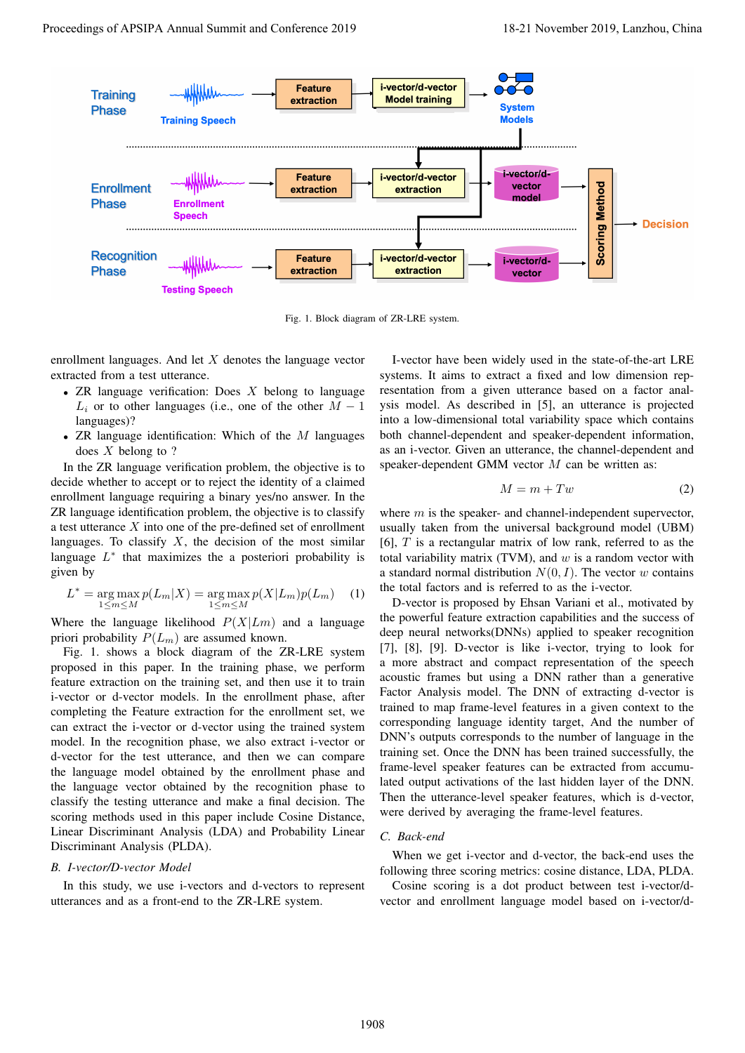Fig. 1. Block diagram of ZR-LRE system.

enrollment languages. And let $X$ denotes the language vector extracted from a test utterance.

- ZR language verification: Does $X$ belong to language $L_i$ or to other languages (i.e., one of the other $M-1$ languages)?
- ZR language identification: Which of the $M$ languages does $X$ belong to ?

In the ZR language verification problem, the objective is to decide whether to accept or to reject the identity of a claimed enrollment language requiring a binary yes/no answer. In the ZR language identification problem, the objective is to classify a test utterance $X$ into one of the pre-defined set of enrollment languages. To classify $X$, the decision of the most similar language $L^*$ that maximizes the a posteriori probability is given by

$$L^* = \arg\max_{1 \leq m \leq M} p(L_m|X) = \arg\max_{1 \leq m \leq M} p(X|L_m)p(L_m) \tag{1}$$

Where the language likelihood $P(X|Lm)$ and a language priori probability $P(L_m)$ are assumed known.

Fig. 1. shows a block diagram of the ZR-LRE system proposed in this paper. In the training phase, we perform feature extraction on the training set, and then use it to train i-vector or d-vector models. In the enrollment phase, after completing the Feature extraction for the enrollment set, we can extract the i-vector or d-vector using the trained system model. In the recognition phase, we also extract i-vector or d-vector for the test utterance, and then we can compare the language model obtained by the enrollment phase and the language vector obtained by the recognition phase to classify the testing utterance and make a final decision. The scoring methods used in this paper include Cosine Distance, Linear Discriminant Analysis (LDA) and Probability Linear Discriminant Analysis (PLDA).

### *B. I-vector/D-vector Model*

In this study, we use i-vectors and d-vectors to represent utterances and as a front-end to the ZR-LRE system.

I-vector have been widely used in the state-of-the-art LRE systems. It aims to extract a fixed and low dimension representation from a given utterance based on a factor analysis model. As described in [5], an utterance is projected into a low-dimensional total variability space which contains both channel-dependent and speaker-dependent information, as an i-vector. Given an utterance, the channel-dependent and speaker-dependent GMM vector $M$ can be written as:

$$M = m + Tw \tag{2}$$

where $m$ is the speaker- and channel-independent supervector, usually taken from the universal background model (UBM) [6], $T$ is a rectangular matrix of low rank, referred to as the total variability matrix (TVM), and $w$ is a random vector with a standard normal distribution $N(0, I)$. The vector $w$ contains the total factors and is referred to as the i-vector.

D-vector is proposed by Ehsan Variani et al., motivated by the powerful feature extraction capabilities and the success of deep neural networks(DNNs) applied to speaker recognition [7], [8], [9]. D-vector is like i-vector, trying to look for a more abstract and compact representation of the speech acoustic frames but using a DNN rather than a generative Factor Analysis model. The DNN of extracting d-vector is trained to map frame-level features in a given context to the corresponding language identity target, And the number of DNN's outputs corresponds to the number of language in the training set. Once the DNN has been trained successfully, the frame-level speaker features can be extracted from accumulated output activations of the last hidden layer of the DNN. Then the utterance-level speaker features, which is d-vector, were derived by averaging the frame-level features.

### *C. Back-end*

When we get i-vector and d-vector, the back-end uses the following three scoring metrics: cosine distance, LDA, PLDA.

Cosine scoring is a dot product between test i-vector/d-vector and enrollment language model based on i-vector/d-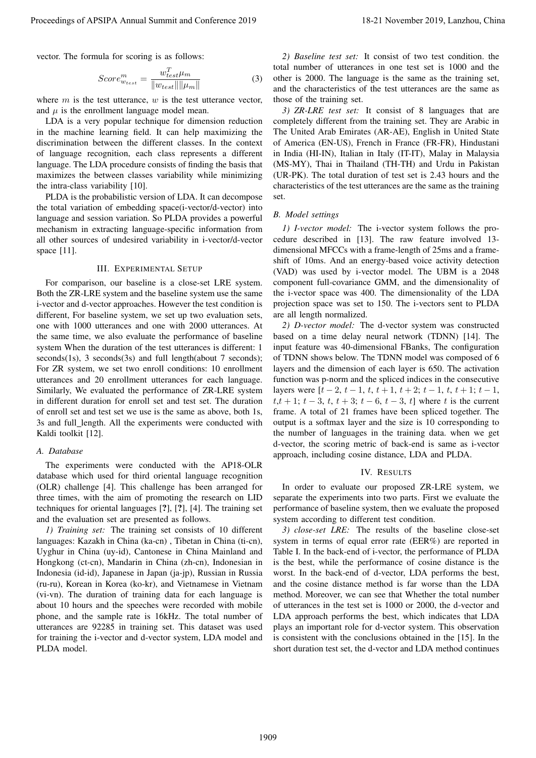vector. The formula for scoring is as follows:

$$Score^{m}_{w_{test}} = \frac{w^{T}_{test}\mu_m}{\|w_{test}\|\|\mu_m\|} \tag{3}$$

where $m$ is the test utterance, $w$ is the test utterance vector, and $\mu$ is the enrollment language model mean.

LDA is a very popular technique for dimension reduction in the machine learning field. It can help maximizing the discrimination between the different classes. In the context of language recognition, each class represents a different language. The LDA procedure consists of finding the basis that maximizes the between classes variability while minimizing the intra-class variability [10].

PLDA is the probabilistic version of LDA. It can decompose the total variation of embedding space(i-vector/d-vector) into language and session variation. So PLDA provides a powerful mechanism in extracting language-specific information from all other sources of undesired variability in i-vector/d-vector space [11].

## III. Experimental Setup

For comparison, our baseline is a close-set LRE system. Both the ZR-LRE system and the baseline system use the same i-vector and d-vector approaches. However the test condition is different, For baseline system, we set up two evaluation sets, one with 1000 utterances and one with 2000 utterances. At the same time, we also evaluate the performance of baseline system When the duration of the test utterances is different: 1 seconds(1s), 3 seconds(3s) and full length(about 7 seconds); For ZR system, we set two enroll conditions: 10 enrollment utterances and 20 enrollment utterances for each language. Similarly, We evaluated the performance of ZR-LRE system in different duration for enroll set and test set. The duration of enroll set and test set we use is the same as above, both 1s, 3s and full_length. All the experiments were conducted with Kaldi toolkit [12].

### A. Database

The experiments were conducted with the AP18-OLR database which used for third oriental language recognition (OLR) challenge [4]. This challenge has been arranged for three times, with the aim of promoting the research on LID techniques for oriental languages [?], [?], [4]. The training set and the evaluation set are presented as follows.

*1) Training set:* The training set consists of 10 different languages: Kazakh in China (ka-cn) , Tibetan in China (ti-cn), Uyghur in China (uy-id), Cantonese in China Mainland and Hongkong (ct-cn), Mandarin in China (zh-cn), Indonesian in Indonesia (id-id), Japanese in Japan (ja-jp), Russian in Russia (ru-ru), Korean in Korea (ko-kr), and Vietnamese in Vietnam (vi-vn). The duration of training data for each language is about 10 hours and the speeches were recorded with mobile phone, and the sample rate is 16kHz. The total number of utterances are 92285 in training set. This dataset was used for training the i-vector and d-vector system, LDA model and PLDA model.

*2) Baseline test set:* It consist of two test condition. the total number of utterances in one test set is 1000 and the other is 2000. The language is the same as the training set, and the characteristics of the test utterances are the same as those of the training set.

*3) ZR-LRE test set:* It consist of 8 languages that are completely different from the training set. They are Arabic in The United Arab Emirates (AR-AE), English in United State of America (EN-US), French in France (FR-FR), Hindustani in India (HI-IN), Italian in Italy (IT-IT), Malay in Malaysia (MS-MY), Thai in Thailand (TH-TH) and Urdu in Pakistan (UR-PK). The total duration of test set is 2.43 hours and the characteristics of the test utterances are the same as the training set.

### B. Model settings

*1) I-vector model:* The i-vector system follows the procedure described in [13]. The raw feature involved 13-dimensional MFCCs with a frame-length of 25ms and a frame-shift of 10ms. And an energy-based voice activity detection (VAD) was used by i-vector model. The UBM is a 2048 component full-covariance GMM, and the dimensionality of the i-vector space was 400. The dimensionality of the LDA projection space was set to 150. The i-vectors sent to PLDA are all length normalized.

*2) D-vector model:* The d-vector system was constructed based on a time delay neural network (TDNN) [14]. The input feature was 40-dimensional FBanks, The configuration of TDNN shows below. The TDNN model was composed of 6 layers and the dimension of each layer is 650. The activation function was p-norm and the spliced indices in the consecutive layers were [$t-2$, $t-1$, $t$, $t+1$, $t+2$; $t-1$, $t$, $t+1$; $t-1$, $t$,$t+1$; $t-3$, $t$, $t+3$; $t-6$, $t-3$, $t$] where $t$ is the current frame. A total of 21 frames have been spliced together. The output is a softmax layer and the size is 10 corresponding to the number of languages in the training data. when we get d-vector, the scoring metric of back-end is same as i-vector approach, including cosine distance, LDA and PLDA.

## IV. Results

In order to evaluate our proposed ZR-LRE system, we separate the experiments into two parts. First we evaluate the performance of baseline system, then we evaluate the proposed system according to different test condition.

*3) close-set LRE:* The results of the baseline close-set system in terms of equal error rate (EER%) are reported in Table I. In the back-end of i-vector, the performance of PLDA is the best, while the performance of cosine distance is the worst. In the back-end of d-vector, LDA performs the best, and the cosine distance method is far worse than the LDA method. Moreover, we can see that Whether the total number of utterances in the test set is 1000 or 2000, the d-vector and LDA approach performs the best, which indicates that LDA plays an important role for d-vector system. This observation is consistent with the conclusions obtained in the [15]. In the short duration test set, the d-vector and LDA method continues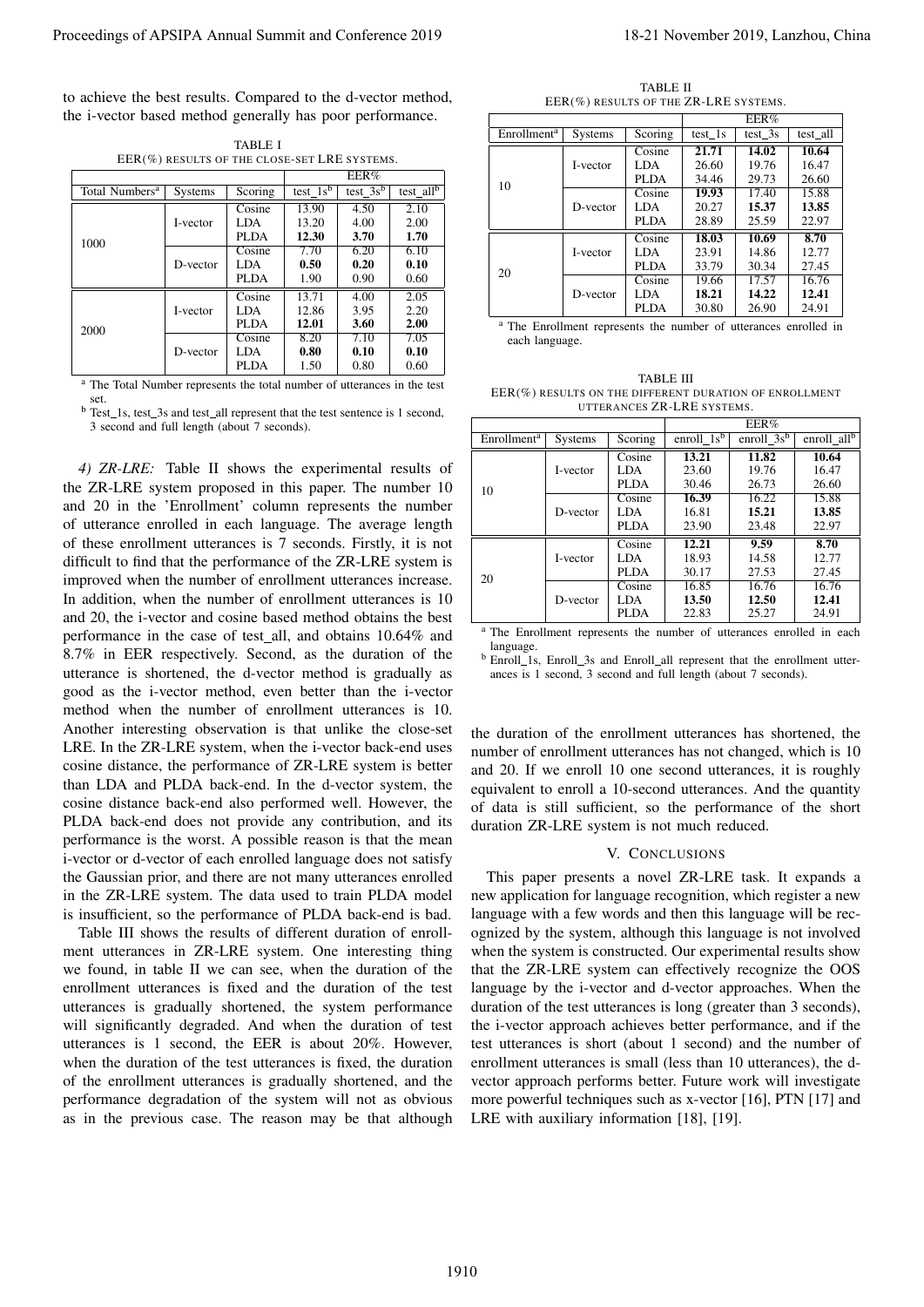to achieve the best results. Compared to the d-vector method, the i-vector based method generally has poor performance.

TABLE I
EER(%) RESULTS OF THE CLOSE-SET LRE SYSTEMS.

| | | | EER% | | |
|---|---|---|---|---|---|
| Total Numbers[a] | Systems | Scoring | test_1s[b] | test_3s[b] | test_all[b] |
| 1000 | I-vector | Cosine | 13.90 | 4.50 | 2.10 |
| | | LDA | 13.20 | 4.00 | 2.00 |
| | | PLDA | **12.30** | **3.70** | **1.70** |
| | D-vector | Cosine | 7.70 | 6.20 | 6.10 |
| | | LDA | **0.50** | **0.20** | **0.10** |
| | | PLDA | 1.90 | 0.90 | 0.60 |
| 2000 | I-vector | Cosine | 13.71 | 4.00 | 2.05 |
| | | LDA | 12.86 | 3.95 | 2.20 |
| | | PLDA | **12.01** | **3.60** | **2.00** |
| | D-vector | Cosine | 8.20 | 7.10 | 7.05 |
| | | LDA | **0.80** | **0.10** | **0.10** |
| | | PLDA | 1.50 | 0.80 | 0.60 |

[a] The Total Number represents the total number of utterances in the test set.
[b] Test_1s, test_3s and test_all represent that the test sentence is 1 second, 3 second and full length (about 7 seconds).

*4) ZR-LRE:* Table II shows the experimental results of the ZR-LRE system proposed in this paper. The number 10 and 20 in the 'Enrollment' column represents the number of utterance enrolled in each language. The average length of these enrollment utterances is 7 seconds. Firstly, it is not difficult to find that the performance of the ZR-LRE system is improved when the number of enrollment utterances increase. In addition, when the number of enrollment utterances is 10 and 20, the i-vector and cosine based method obtains the best performance in the case of test_all, and obtains 10.64% and 8.7% in EER respectively. Second, as the duration of the utterance is shortened, the d-vector method is gradually as good as the i-vector method, even better than the i-vector method when the number of enrollment utterances is 10. Another interesting observation is that unlike the close-set LRE. In the ZR-LRE system, when the i-vector back-end uses cosine distance, the performance of ZR-LRE system is better than LDA and PLDA back-end. In the d-vector system, the cosine distance back-end also performed well. However, the PLDA back-end does not provide any contribution, and its performance is the worst. A possible reason is that the mean i-vector or d-vector of each enrolled language does not satisfy the Gaussian prior, and there are not many utterances enrolled in the ZR-LRE system. The data used to train PLDA model is insufficient, so the performance of PLDA back-end is bad.

Table III shows the results of different duration of enrollment utterances in ZR-LRE system. One interesting thing we found, in table II we can see, when the duration of the enrollment utterances is fixed and the duration of the test utterances is gradually shortened, the system performance will significantly degraded. And when the duration of test utterances is 1 second, the EER is about 20%. However, when the duration of the test utterances is fixed, the duration of the enrollment utterances is gradually shortened, and the performance degradation of the system will not as obvious as in the previous case. The reason may be that although the duration of the enrollment utterances has shortened, the number of enrollment utterances has not changed, which is 10 and 20. If we enroll 10 one second utterances, it is roughly equivalent to enroll a 10-second utterances. And the quantity of data is still sufficient, so the performance of the short duration ZR-LRE system is not much reduced.

TABLE II
EER(%) RESULTS OF THE ZR-LRE SYSTEMS.

| | | | EER% | | |
|---|---|---|---|---|---|
| Enrollment[a] | Systems | Scoring | test_1s | test_3s | test_all |
| 10 | I-vector | Cosine | **21.71** | **14.02** | **10.64** |
| | | LDA | 26.60 | 19.76 | 16.47 |
| | | PLDA | 34.46 | 29.73 | 26.60 |
| | D-vector | Cosine | **19.93** | 17.40 | 15.88 |
| | | LDA | 20.27 | **15.37** | **13.85** |
| | | PLDA | 28.89 | 25.59 | 22.97 |
| 20 | I-vector | Cosine | **18.03** | **10.69** | **8.70** |
| | | LDA | 23.91 | 14.86 | 12.77 |
| | | PLDA | 33.79 | 30.34 | 27.45 |
| | D-vector | Cosine | 19.66 | 17.57 | 16.76 |
| | | LDA | **18.21** | **14.22** | **12.41** |
| | | PLDA | 30.80 | 26.90 | 24.91 |

[a] The Enrollment represents the number of utterances enrolled in each language.

TABLE III
EER(%) RESULTS ON THE DIFFERENT DURATION OF ENROLLMENT UTTERANCES ZR-LRE SYSTEMS.

| | | | EER% | | |
|---|---|---|---|---|---|
| Enrollment[a] | Systems | Scoring | enroll_1s[b] | enroll_3s[b] | enroll_all[b] |
| 10 | I-vector | Cosine | **13.21** | **11.82** | **10.64** |
| | | LDA | 23.60 | 19.76 | 16.47 |
| | | PLDA | 30.46 | 26.73 | 26.60 |
| | D-vector | Cosine | **16.39** | 16.22 | 15.88 |
| | | LDA | 16.81 | **15.21** | **13.85** |
| | | PLDA | 23.90 | 23.48 | 22.97 |
| 20 | I-vector | Cosine | **12.21** | **9.59** | **8.70** |
| | | LDA | 18.93 | 14.58 | 12.77 |
| | | PLDA | 30.17 | 27.53 | 27.45 |
| | D-vector | Cosine | 16.85 | 16.76 | 16.76 |
| | | LDA | **13.50** | **12.50** | **12.41** |
| | | PLDA | 22.83 | 25.27 | 24.91 |

[a] The Enrollment represents the number of utterances enrolled in each language.
[b] Enroll_1s, Enroll_3s and Enroll_all represent that the enrollment utterances is 1 second, 3 second and full length (about 7 seconds).

## V. CONCLUSIONS

This paper presents a novel ZR-LRE task. It expands a new application for language recognition, which register a new language with a few words and then this language will be recognized by the system, although this language is not involved when the system is constructed. Our experimental results show that the ZR-LRE system can effectively recognize the OOS language by the i-vector and d-vector approaches. When the duration of the test utterances is long (greater than 3 seconds), the i-vector approach achieves better performance, and if the test utterances is short (about 1 second) and the number of enrollment utterances is small (less than 10 utterances), the d-vector approach performs better. Future work will investigate more powerful techniques such as x-vector [16], PTN [17] and LRE with auxiliary information [18], [19].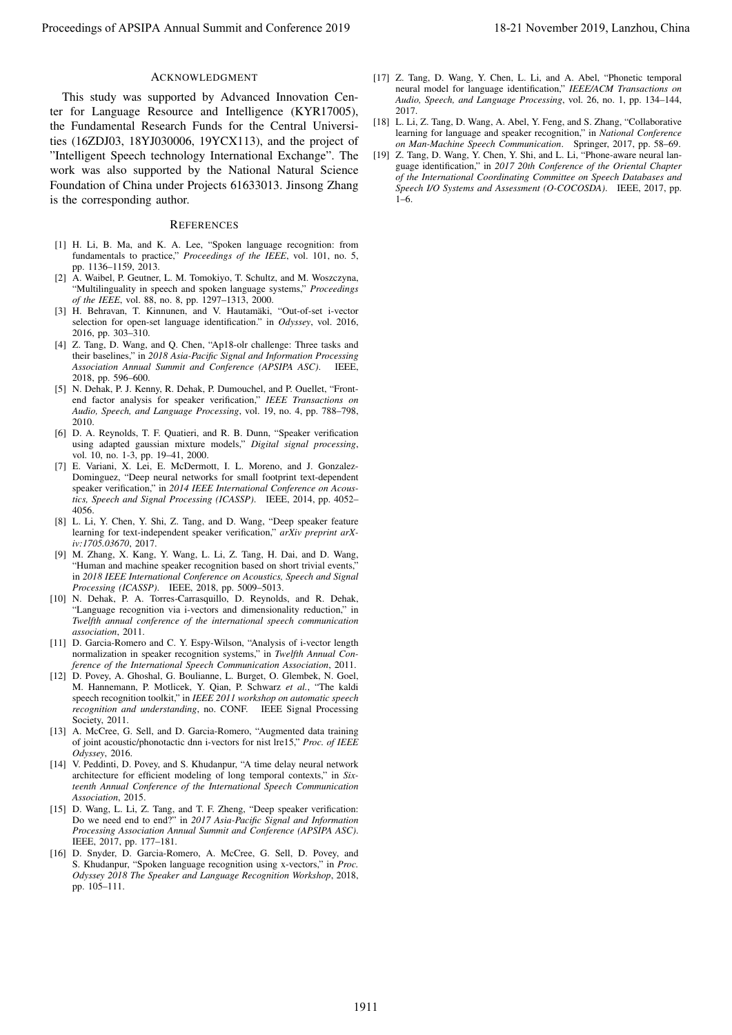## ACKNOWLEDGMENT

This study was supported by Advanced Innovation Center for Language Resource and Intelligence (KYR17005), the Fundamental Research Funds for the Central Universities (16ZDJ03, 18YJ030006, 19YCX113), and the project of "Intelligent Speech technology International Exchange". The work was also supported by the National Natural Science Foundation of China under Projects 61633013. Jinsong Zhang is the corresponding author.

## REFERENCES

[1] H. Li, B. Ma, and K. A. Lee, "Spoken language recognition: from fundamentals to practice," *Proceedings of the IEEE*, vol. 101, no. 5, pp. 1136–1159, 2013.

[2] A. Waibel, P. Geutner, L. M. Tomokiyo, T. Schultz, and M. Woszczyna, "Multilinguality in speech and spoken language systems," *Proceedings of the IEEE*, vol. 88, no. 8, pp. 1297–1313, 2000.

[3] H. Behravan, T. Kinnunen, and V. Hautamäki, "Out-of-set i-vector selection for open-set language identification." in *Odyssey*, vol. 2016, 2016, pp. 303–310.

[4] Z. Tang, D. Wang, and Q. Chen, "Ap18-olr challenge: Three tasks and their baselines," in *2018 Asia-Pacific Signal and Information Processing Association Annual Summit and Conference (APSIPA ASC)*. IEEE, 2018, pp. 596–600.

[5] N. Dehak, P. J. Kenny, R. Dehak, P. Dumouchel, and P. Ouellet, "Front-end factor analysis for speaker verification," *IEEE Transactions on Audio, Speech, and Language Processing*, vol. 19, no. 4, pp. 788–798, 2010.

[6] D. A. Reynolds, T. F. Quatieri, and R. B. Dunn, "Speaker verification using adapted gaussian mixture models," *Digital signal processing*, vol. 10, no. 1-3, pp. 19–41, 2000.

[7] E. Variani, X. Lei, E. McDermott, I. L. Moreno, and J. Gonzalez-Dominguez, "Deep neural networks for small footprint text-dependent speaker verification," in *2014 IEEE International Conference on Acoustics, Speech and Signal Processing (ICASSP)*. IEEE, 2014, pp. 4052–4056.

[8] L. Li, Y. Chen, Y. Shi, Z. Tang, and D. Wang, "Deep speaker feature learning for text-independent speaker verification," *arXiv preprint arXiv:1705.03670*, 2017.

[9] M. Zhang, X. Kang, Y. Wang, L. Li, Z. Tang, H. Dai, and D. Wang, "Human and machine speaker recognition based on short trivial events," in *2018 IEEE International Conference on Acoustics, Speech and Signal Processing (ICASSP)*. IEEE, 2018, pp. 5009–5013.

[10] N. Dehak, P. A. Torres-Carrasquillo, D. Reynolds, and R. Dehak, "Language recognition via i-vectors and dimensionality reduction," in *Twelfth annual conference of the international speech communication association*, 2011.

[11] D. Garcia-Romero and C. Y. Espy-Wilson, "Analysis of i-vector length normalization in speaker recognition systems," in *Twelfth Annual Conference of the International Speech Communication Association*, 2011.

[12] D. Povey, A. Ghoshal, G. Boulianne, L. Burget, O. Glembek, N. Goel, M. Hannemann, P. Motlicek, Y. Qian, P. Schwarz *et al.*, "The kaldi speech recognition toolkit," in *IEEE 2011 workshop on automatic speech recognition and understanding*, no. CONF. IEEE Signal Processing Society, 2011.

[13] A. McCree, G. Sell, and D. Garcia-Romero, "Augmented data training of joint acoustic/phonotactic dnn i-vectors for nist lre15," *Proc. of IEEE Odyssey*, 2016.

[14] V. Peddinti, D. Povey, and S. Khudanpur, "A time delay neural network architecture for efficient modeling of long temporal contexts," in *Sixteenth Annual Conference of the International Speech Communication Association*, 2015.

[15] D. Wang, L. Li, Z. Tang, and T. F. Zheng, "Deep speaker verification: Do we need end to end?" in *2017 Asia-Pacific Signal and Information Processing Association Annual Summit and Conference (APSIPA ASC)*. IEEE, 2017, pp. 177–181.

[16] D. Snyder, D. Garcia-Romero, A. McCree, G. Sell, D. Povey, and S. Khudanpur, "Spoken language recognition using x-vectors," in *Proc. Odyssey 2018 The Speaker and Language Recognition Workshop*, 2018, pp. 105–111.

[17] Z. Tang, D. Wang, Y. Chen, L. Li, and A. Abel, "Phonetic temporal neural model for language identification," *IEEE/ACM Transactions on Audio, Speech, and Language Processing*, vol. 26, no. 1, pp. 134–144, 2017.

[18] L. Li, Z. Tang, D. Wang, A. Abel, Y. Feng, and S. Zhang, "Collaborative learning for language and speaker recognition," in *National Conference on Man-Machine Speech Communication*. Springer, 2017, pp. 58–69.

[19] Z. Tang, D. Wang, Y. Chen, Y. Shi, and L. Li, "Phone-aware neural language identification," in *2017 20th Conference of the Oriental Chapter of the International Coordinating Committee on Speech Databases and Speech I/O Systems and Assessment (O-COCOSDA)*. IEEE, 2017, pp. 1–6.